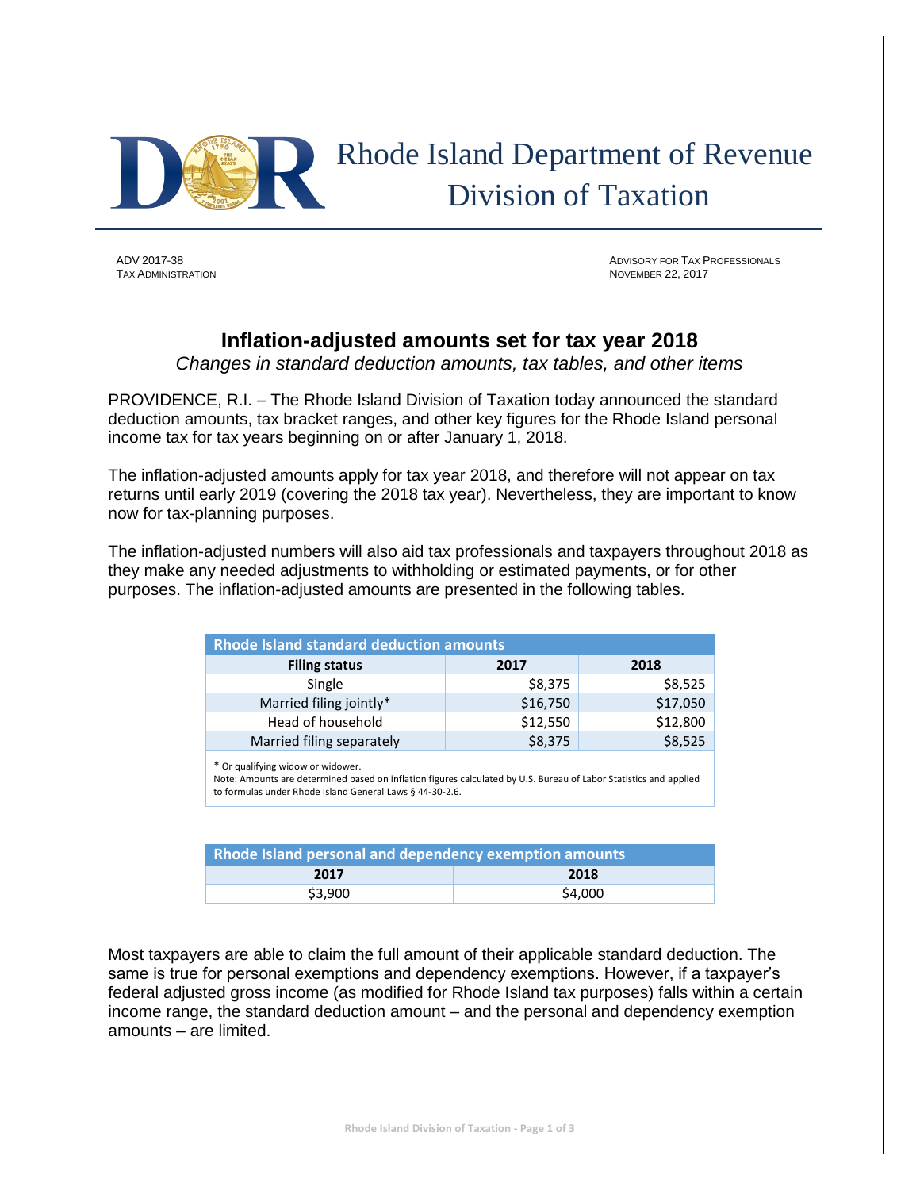# Rhode Island Department of Revenue
## Division of Taxation

ADV 2017-38
TAX ADMINISTRATION

ADVISORY FOR TAX PROFESSIONALS
NOVEMBER 22, 2017

## Inflation-adjusted amounts set for tax year 2018

*Changes in standard deduction amounts, tax tables, and other items*

PROVIDENCE, R.I. – The Rhode Island Division of Taxation today announced the standard deduction amounts, tax bracket ranges, and other key figures for the Rhode Island personal income tax for tax years beginning on or after January 1, 2018.

The inflation-adjusted amounts apply for tax year 2018, and therefore will not appear on tax returns until early 2019 (covering the 2018 tax year). Nevertheless, they are important to know now for tax-planning purposes.

The inflation-adjusted numbers will also aid tax professionals and taxpayers throughout 2018 as they make any needed adjustments to withholding or estimated payments, or for other purposes. The inflation-adjusted amounts are presented in the following tables.

**Rhode Island standard deduction amounts**

| Filing status | 2017 | 2018 |
|---|---|---|
| Single | $8,375 | $8,525 |
| Married filing jointly* | $16,750 | $17,050 |
| Head of household | $12,550 | $12,800 |
| Married filing separately | $8,375 | $8,525 |

* Or qualifying widow or widower.
Note: Amounts are determined based on inflation figures calculated by U.S. Bureau of Labor Statistics and applied to formulas under Rhode Island General Laws § 44-30-2.6.

**Rhode Island personal and dependency exemption amounts**

| 2017 | 2018 |
|---|---|
| $3,900 | $4,000 |

Most taxpayers are able to claim the full amount of their applicable standard deduction. The same is true for personal exemptions and dependency exemptions. However, if a taxpayer's federal adjusted gross income (as modified for Rhode Island tax purposes) falls within a certain income range, the standard deduction amount – and the personal and dependency exemption amounts – are limited.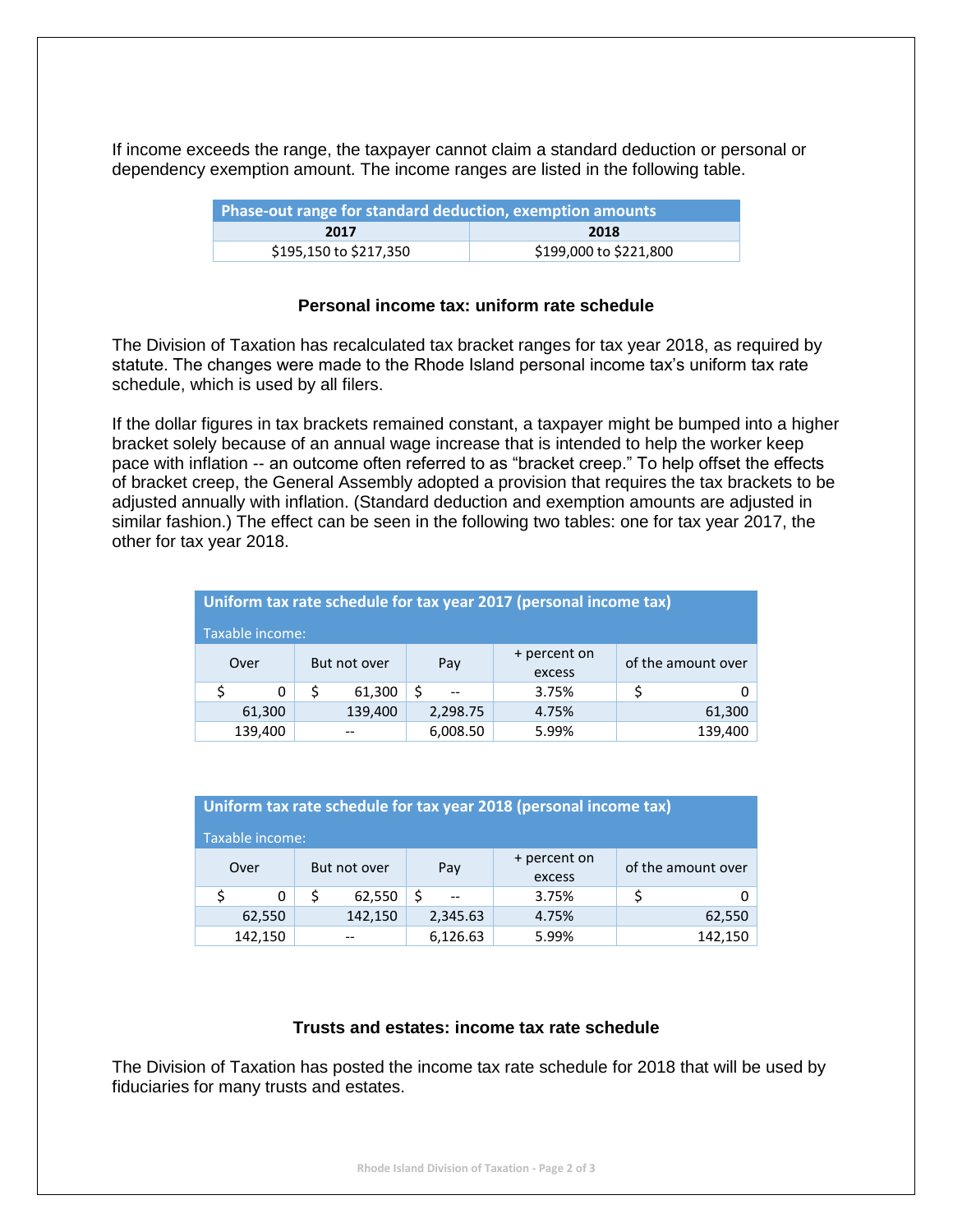If income exceeds the range, the taxpayer cannot claim a standard deduction or personal or dependency exemption amount. The income ranges are listed in the following table.

| Phase-out range for standard deduction, exemption amounts | |
|---|---|
| **2017** | **2018** |
| $195,150 to $217,350 | $199,000 to $221,800 |

### Personal income tax: uniform rate schedule

The Division of Taxation has recalculated tax bracket ranges for tax year 2018, as required by statute. The changes were made to the Rhode Island personal income tax's uniform tax rate schedule, which is used by all filers.

If the dollar figures in tax brackets remained constant, a taxpayer might be bumped into a higher bracket solely because of an annual wage increase that is intended to help the worker keep pace with inflation -- an outcome often referred to as "bracket creep." To help offset the effects of bracket creep, the General Assembly adopted a provision that requires the tax brackets to be adjusted annually with inflation. (Standard deduction and exemption amounts are adjusted in similar fashion.) The effect can be seen in the following two tables: one for tax year 2017, the other for tax year 2018.

| Uniform tax rate schedule for tax year 2017 (personal income tax) | | | | |
|---|---|---|---|---|
| Taxable income: | | | | |
| Over | But not over | Pay | + percent on excess | of the amount over |
| $ 0 | $ 61,300 | $ -- | 3.75% | $ 0 |
| 61,300 | 139,400 | 2,298.75 | 4.75% | 61,300 |
| 139,400 | -- | 6,008.50 | 5.99% | 139,400 |

| Uniform tax rate schedule for tax year 2018 (personal income tax) | | | | |
|---|---|---|---|---|
| Taxable income: | | | | |
| Over | But not over | Pay | + percent on excess | of the amount over |
| $ 0 | $ 62,550 | $ -- | 3.75% | $ 0 |
| 62,550 | 142,150 | 2,345.63 | 4.75% | 62,550 |
| 142,150 | -- | 6,126.63 | 5.99% | 142,150 |

### Trusts and estates: income tax rate schedule

The Division of Taxation has posted the income tax rate schedule for 2018 that will be used by fiduciaries for many trusts and estates.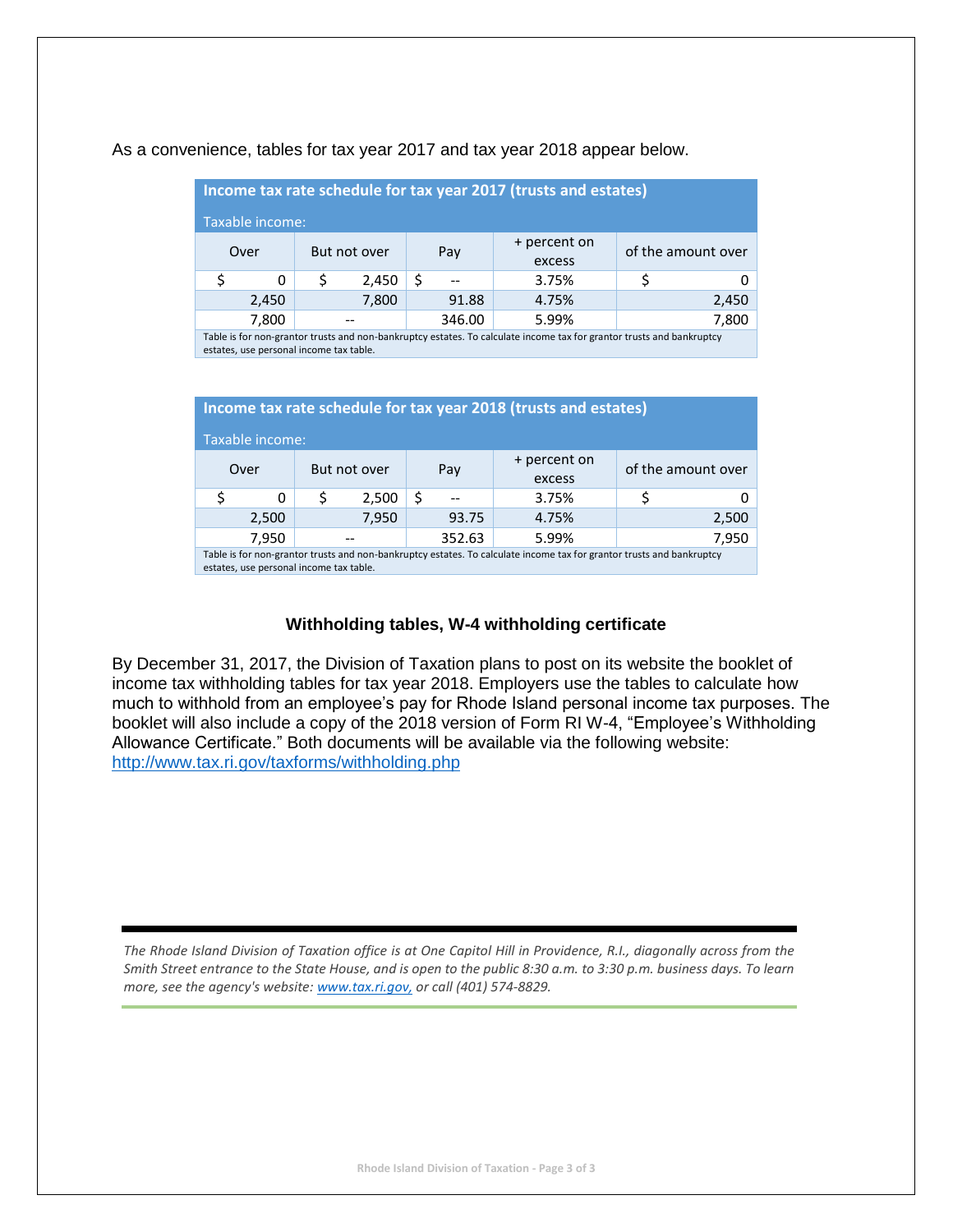As a convenience, tables for tax year 2017 and tax year 2018 appear below.

**Income tax rate schedule for tax year 2017 (trusts and estates)**

Taxable income:

| Over | But not over | Pay | + percent on excess | of the amount over |
|---|---|---|---|---|
| $ 0 | $ 2,450 | $ -- | 3.75% | $ 0 |
| 2,450 | 7,800 | 91.88 | 4.75% | 2,450 |
| 7,800 | -- | 346.00 | 5.99% | 7,800 |

Table is for non-grantor trusts and non-bankruptcy estates. To calculate income tax for grantor trusts and bankruptcy estates, use personal income tax table.

**Income tax rate schedule for tax year 2018 (trusts and estates)**

Taxable income:

| Over | But not over | Pay | + percent on excess | of the amount over |
|---|---|---|---|---|
| $ 0 | $ 2,500 | $ -- | 3.75% | $ 0 |
| 2,500 | 7,950 | 93.75 | 4.75% | 2,500 |
| 7,950 | -- | 352.63 | 5.99% | 7,950 |

Table is for non-grantor trusts and non-bankruptcy estates. To calculate income tax for grantor trusts and bankruptcy estates, use personal income tax table.

## Withholding tables, W-4 withholding certificate

By December 31, 2017, the Division of Taxation plans to post on its website the booklet of income tax withholding tables for tax year 2018. Employers use the tables to calculate how much to withhold from an employee's pay for Rhode Island personal income tax purposes. The booklet will also include a copy of the 2018 version of Form RI W-4, "Employee's Withholding Allowance Certificate." Both documents will be available via the following website: http://www.tax.ri.gov/taxforms/withholding.php

---

*The Rhode Island Division of Taxation office is at One Capitol Hill in Providence, R.I., diagonally across from the Smith Street entrance to the State House, and is open to the public 8:30 a.m. to 3:30 p.m. business days. To learn more, see the agency's website: www.tax.ri.gov, or call (401) 574-8829.*